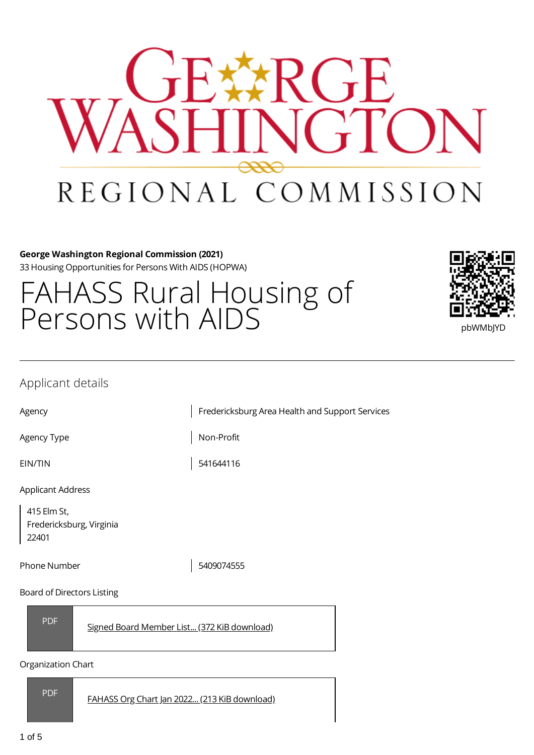**George Washington Regional Commission (2021)**
33 Housing Opportunities for Persons With AIDS (HOPWA)

# FAHASS Rural Housing of Persons with AIDS

pbWMbJYD

## Applicant details

| | |
|---|---|
| Agency | Fredericksburg Area Health and Support Services |
| Agency Type | Non-Profit |
| EIN/TIN | 541644116 |

Applicant Address

415 Elm St,
Fredericksburg, Virginia
22401

| | |
|---|---|
| Phone Number | 5409074555 |

Board of Directors Listing

PDF — Signed Board Member List... (372 KiB download)

Organization Chart

PDF — FAHASS Org Chart Jan 2022... (213 KiB download)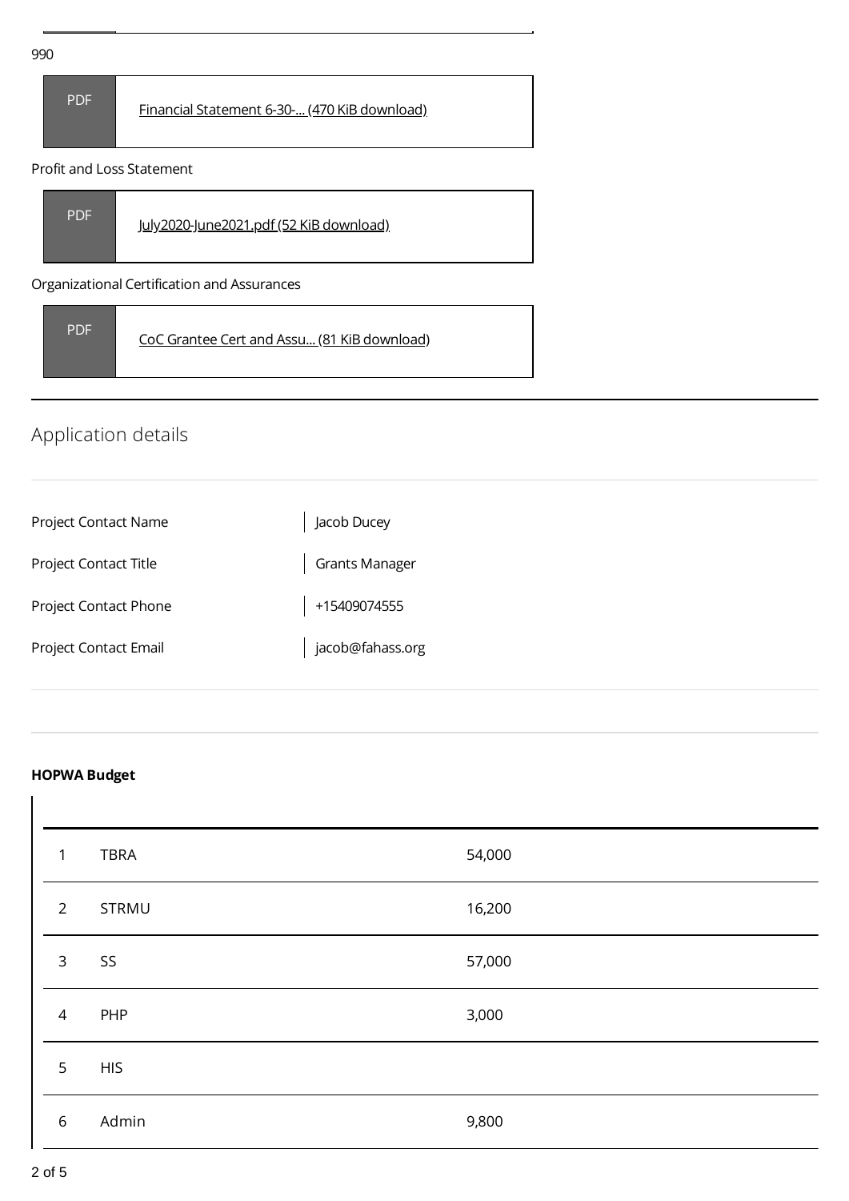990

| PDF | Financial Statement 6-30-... (470 KiB download) |
|---|---|

Profit and Loss Statement

| PDF | July2020-June2021.pdf (52 KiB download) |
|---|---|

Organizational Certification and Assurances

| PDF | CoC Grantee Cert and Assu... (81 KiB download) |
|---|---|

## Application details

| | |
|---|---|
| Project Contact Name | Jacob Ducey |
| Project Contact Title | Grants Manager |
| Project Contact Phone | +15409074555 |
| Project Contact Email | jacob@fahass.org |

**HOPWA Budget**

| | | |
|---|---|---|
| 1 | TBRA | 54,000 |
| 2 | STRMU | 16,200 |
| 3 | SS | 57,000 |
| 4 | PHP | 3,000 |
| 5 | HIS | |
| 6 | Admin | 9,800 |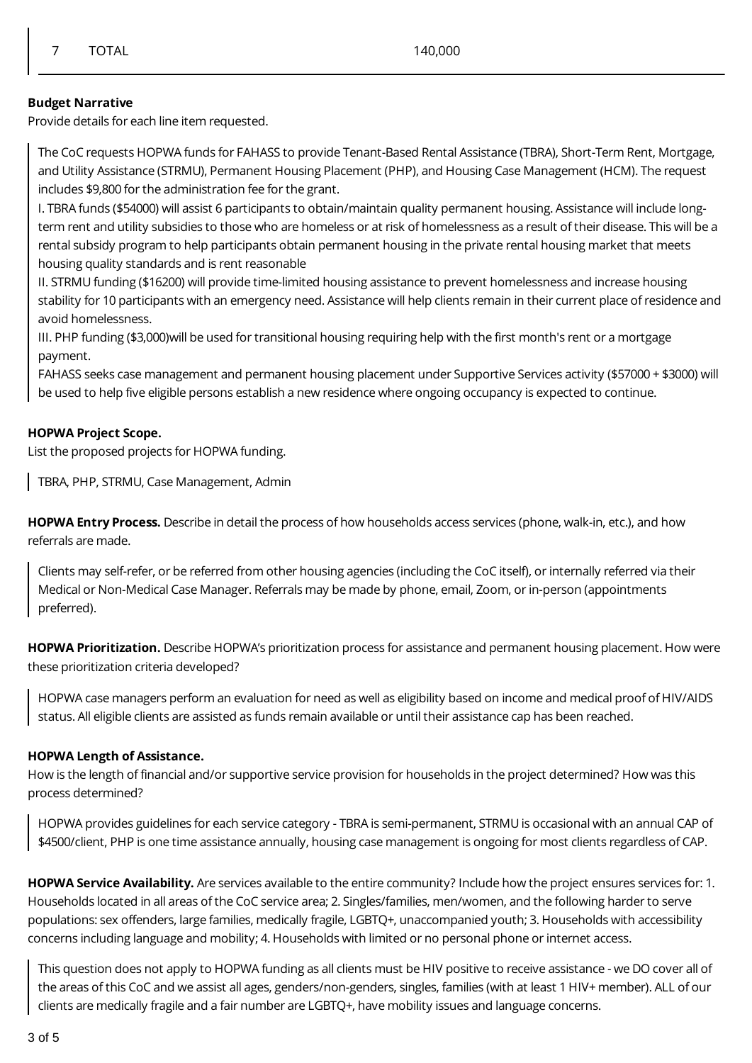| 7 | TOTAL | 140,000 |
|---|---|---|

**Budget Narrative**
Provide details for each line item requested.

The CoC requests HOPWA funds for FAHASS to provide Tenant-Based Rental Assistance (TBRA), Short-Term Rent, Mortgage, and Utility Assistance (STRMU), Permanent Housing Placement (PHP), and Housing Case Management (HCM). The request includes $9,800 for the administration fee for the grant.
I. TBRA funds ($54000) will assist 6 participants to obtain/maintain quality permanent housing. Assistance will include long-term rent and utility subsidies to those who are homeless or at risk of homelessness as a result of their disease. This will be a rental subsidy program to help participants obtain permanent housing in the private rental housing market that meets housing quality standards and is rent reasonable
II. STRMU funding ($16200) will provide time-limited housing assistance to prevent homelessness and increase housing stability for 10 participants with an emergency need. Assistance will help clients remain in their current place of residence and avoid homelessness.
III. PHP funding ($3,000)will be used for transitional housing requiring help with the first month's rent or a mortgage payment.
FAHASS seeks case management and permanent housing placement under Supportive Services activity ($57000 + $3000) will be used to help five eligible persons establish a new residence where ongoing occupancy is expected to continue.

**HOPWA Project Scope.**
List the proposed projects for HOPWA funding.

TBRA, PHP, STRMU, Case Management, Admin

**HOPWA Entry Process.** Describe in detail the process of how households access services (phone, walk-in, etc.), and how referrals are made.

Clients may self-refer, or be referred from other housing agencies (including the CoC itself), or internally referred via their Medical or Non-Medical Case Manager. Referrals may be made by phone, email, Zoom, or in-person (appointments preferred).

**HOPWA Prioritization.** Describe HOPWA's prioritization process for assistance and permanent housing placement. How were these prioritization criteria developed?

HOPWA case managers perform an evaluation for need as well as eligibility based on income and medical proof of HIV/AIDS status. All eligible clients are assisted as funds remain available or until their assistance cap has been reached.

**HOPWA Length of Assistance.**
How is the length of financial and/or supportive service provision for households in the project determined? How was this process determined?

HOPWA provides guidelines for each service category - TBRA is semi-permanent, STRMU is occasional with an annual CAP of $4500/client, PHP is one time assistance annually, housing case management is ongoing for most clients regardless of CAP.

**HOPWA Service Availability.** Are services available to the entire community? Include how the project ensures services for: 1. Households located in all areas of the CoC service area; 2. Singles/families, men/women, and the following harder to serve populations: sex offenders, large families, medically fragile, LGBTQ+, unaccompanied youth; 3. Households with accessibility concerns including language and mobility; 4. Households with limited or no personal phone or internet access.

This question does not apply to HOPWA funding as all clients must be HIV positive to receive assistance - we DO cover all of the areas of this CoC and we assist all ages, genders/non-genders, singles, families (with at least 1 HIV+ member). ALL of our clients are medically fragile and a fair number are LGBTQ+, have mobility issues and language concerns.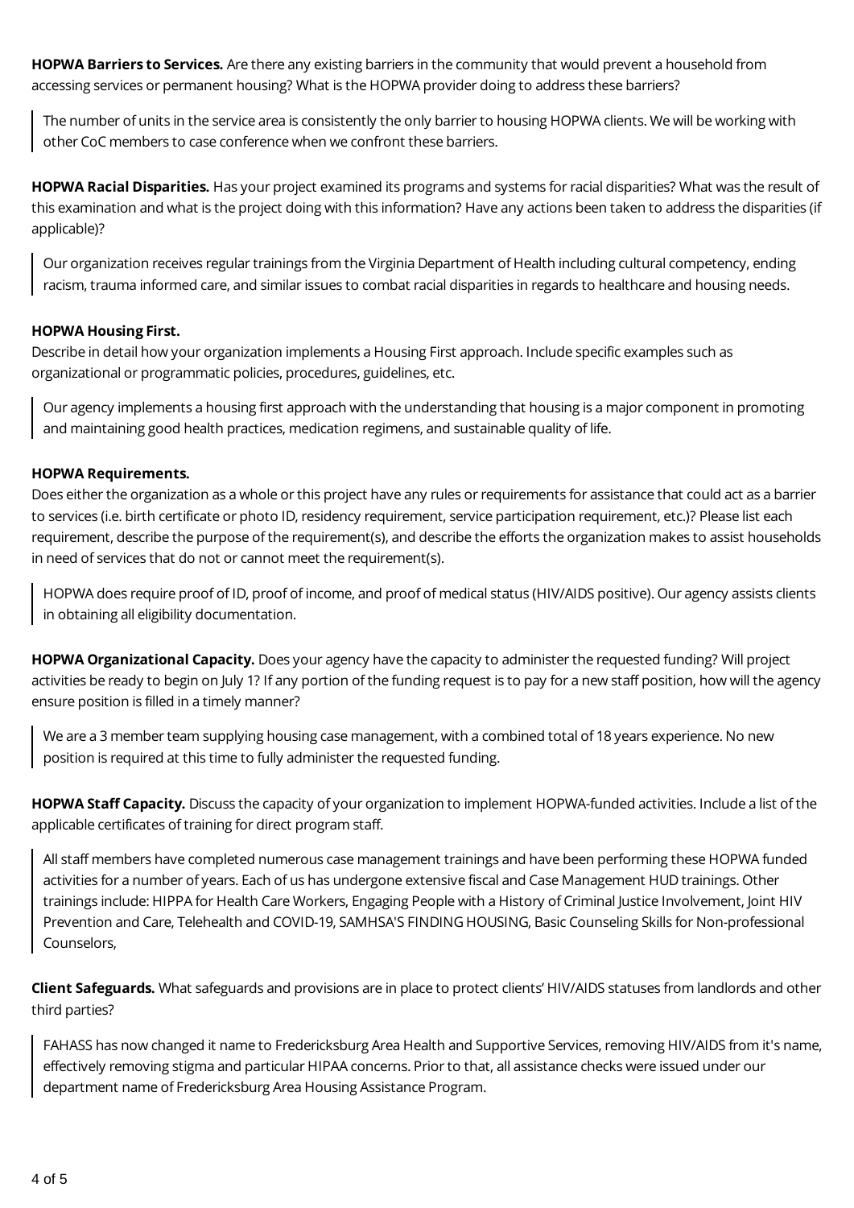**HOPWA Barriers to Services.** Are there any existing barriers in the community that would prevent a household from accessing services or permanent housing? What is the HOPWA provider doing to address these barriers?

> The number of units in the service area is consistently the only barrier to housing HOPWA clients. We will be working with other CoC members to case conference when we confront these barriers.

**HOPWA Racial Disparities.** Has your project examined its programs and systems for racial disparities? What was the result of this examination and what is the project doing with this information? Have any actions been taken to address the disparities (if applicable)?

> Our organization receives regular trainings from the Virginia Department of Health including cultural competency, ending racism, trauma informed care, and similar issues to combat racial disparities in regards to healthcare and housing needs.

**HOPWA Housing First.**
Describe in detail how your organization implements a Housing First approach. Include specific examples such as organizational or programmatic policies, procedures, guidelines, etc.

> Our agency implements a housing first approach with the understanding that housing is a major component in promoting and maintaining good health practices, medication regimens, and sustainable quality of life.

**HOPWA Requirements.**
Does either the organization as a whole or this project have any rules or requirements for assistance that could act as a barrier to services (i.e. birth certificate or photo ID, residency requirement, service participation requirement, etc.)? Please list each requirement, describe the purpose of the requirement(s), and describe the efforts the organization makes to assist households in need of services that do not or cannot meet the requirement(s).

> HOPWA does require proof of ID, proof of income, and proof of medical status (HIV/AIDS positive). Our agency assists clients in obtaining all eligibility documentation.

**HOPWA Organizational Capacity.** Does your agency have the capacity to administer the requested funding? Will project activities be ready to begin on July 1? If any portion of the funding request is to pay for a new staff position, how will the agency ensure position is filled in a timely manner?

> We are a 3 member team supplying housing case management, with a combined total of 18 years experience. No new position is required at this time to fully administer the requested funding.

**HOPWA Staff Capacity.** Discuss the capacity of your organization to implement HOPWA-funded activities. Include a list of the applicable certificates of training for direct program staff.

> All staff members have completed numerous case management trainings and have been performing these HOPWA funded activities for a number of years. Each of us has undergone extensive fiscal and Case Management HUD trainings. Other trainings include: HIPPA for Health Care Workers, Engaging People with a History of Criminal Justice Involvement, Joint HIV Prevention and Care, Telehealth and COVID-19, SAMHSA'S FINDING HOUSING, Basic Counseling Skills for Non-professional Counselors,

**Client Safeguards.** What safeguards and provisions are in place to protect clients' HIV/AIDS statuses from landlords and other third parties?

> FAHASS has now changed it name to Fredericksburg Area Health and Supportive Services, removing HIV/AIDS from it's name, effectively removing stigma and particular HIPAA concerns. Prior to that, all assistance checks were issued under our department name of Fredericksburg Area Housing Assistance Program.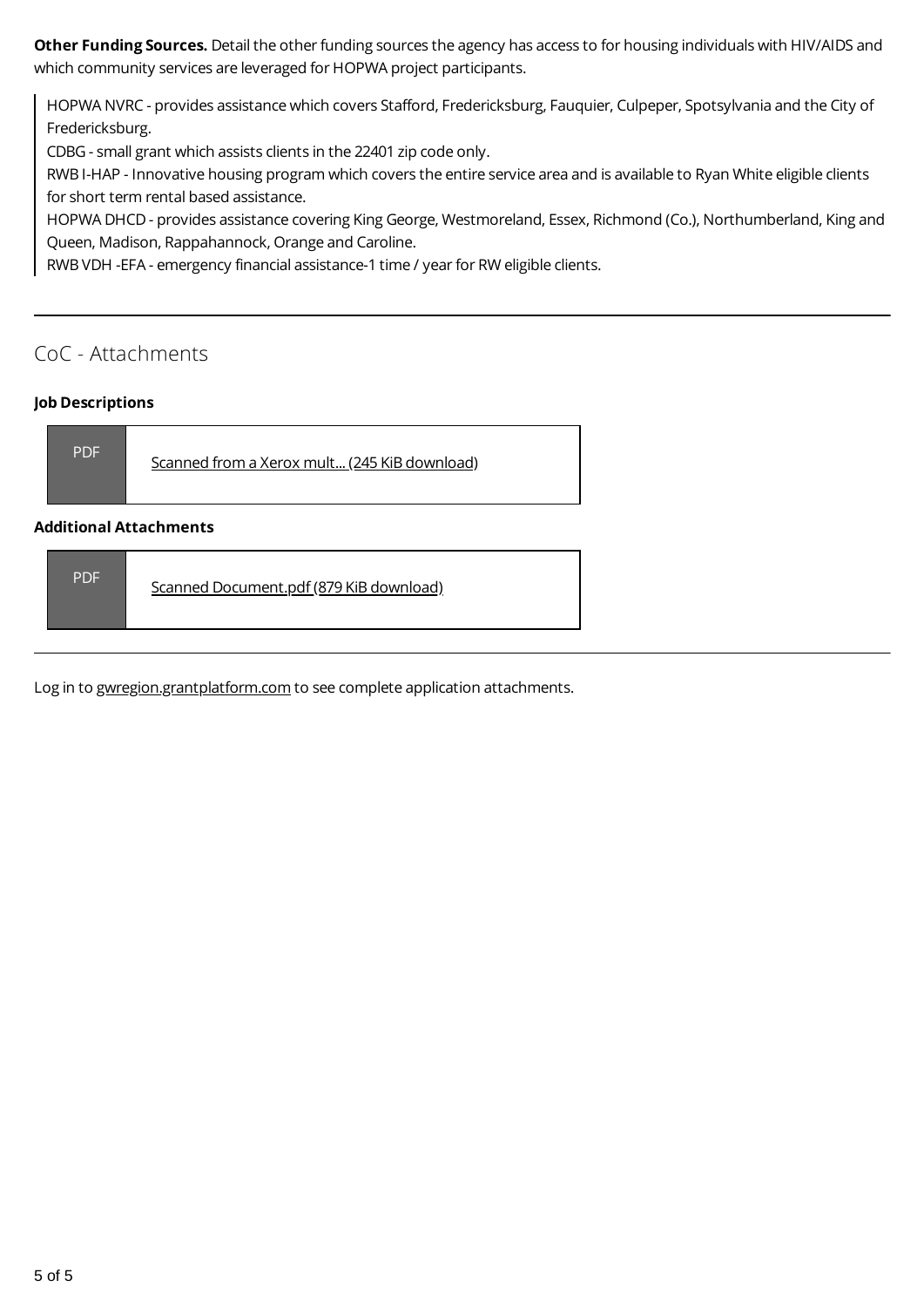**Other Funding Sources.** Detail the other funding sources the agency has access to for housing individuals with HIV/AIDS and which community services are leveraged for HOPWA project participants.

> HOPWA NVRC - provides assistance which covers Stafford, Fredericksburg, Fauquier, Culpeper, Spotsylvania and the City of Fredericksburg.
> CDBG - small grant which assists clients in the 22401 zip code only.
> RWB I-HAP - Innovative housing program which covers the entire service area and is available to Ryan White eligible clients for short term rental based assistance.
> HOPWA DHCD - provides assistance covering King George, Westmoreland, Essex, Richmond (Co.), Northumberland, King and Queen, Madison, Rappahannock, Orange and Caroline.
> RWB VDH -EFA - emergency financial assistance-1 time / year for RW eligible clients.

---

## CoC - Attachments

**Job Descriptions**

PDF — Scanned from a Xerox mult... (245 KiB download)

**Additional Attachments**

PDF — Scanned Document.pdf (879 KiB download)

---

Log in to gwregion.grantplatform.com to see complete application attachments.